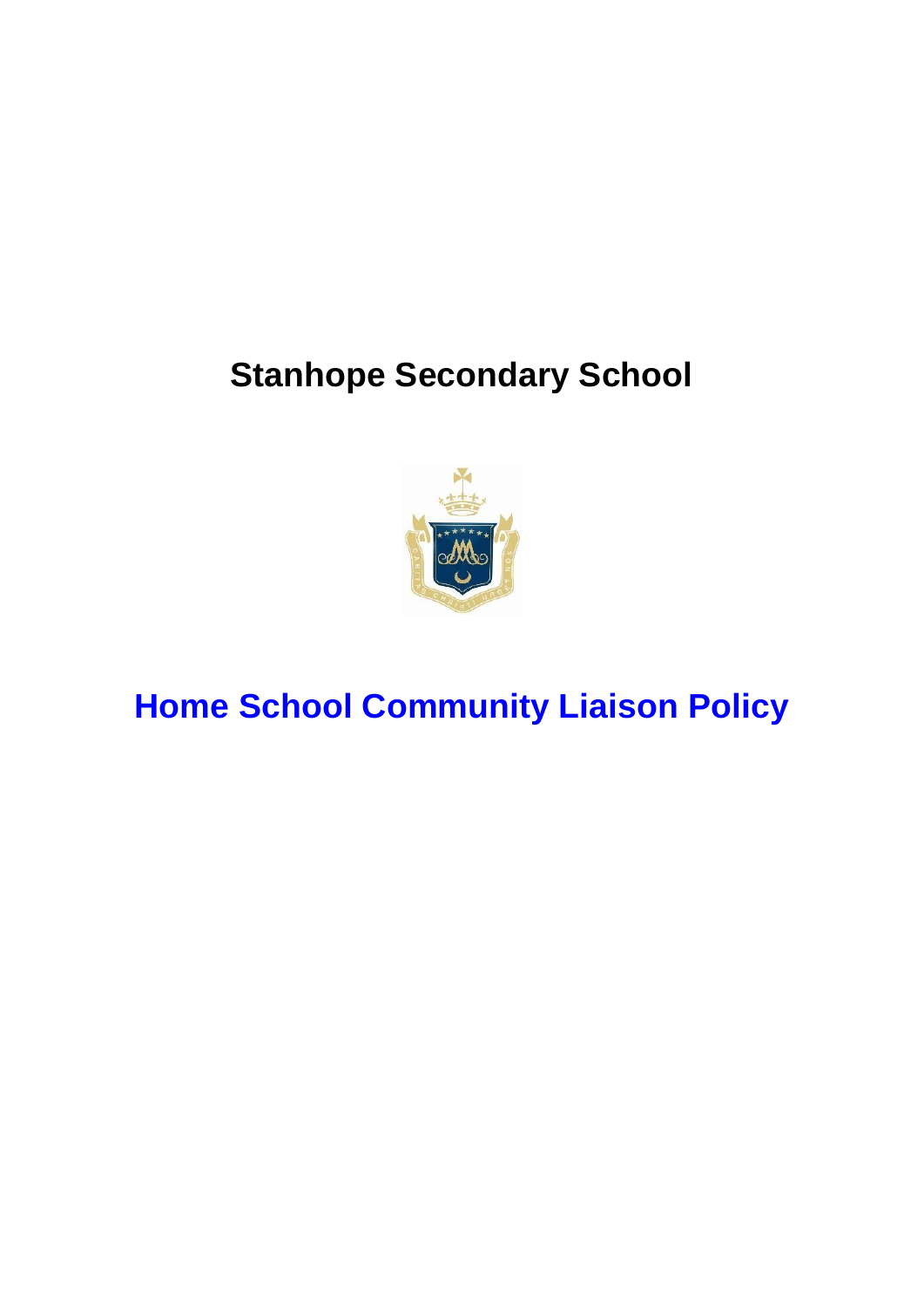# Stanhope Secondary School

# Home School Community Liaison Policy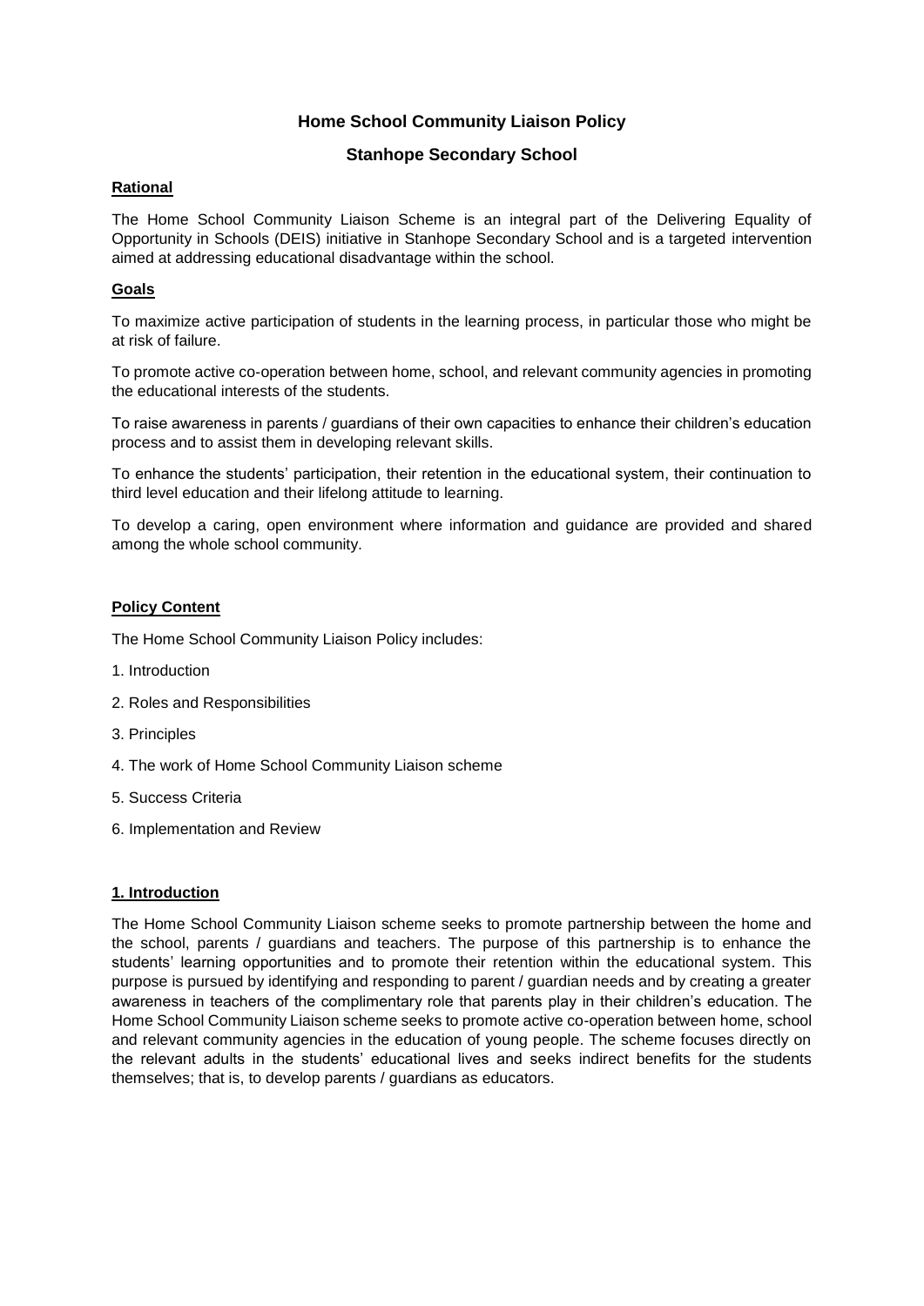# Home School Community Liaison Policy

## Stanhope Secondary School

### Rational

The Home School Community Liaison Scheme is an integral part of the Delivering Equality of Opportunity in Schools (DEIS) initiative in Stanhope Secondary School and is a targeted intervention aimed at addressing educational disadvantage within the school.

### Goals

To maximize active participation of students in the learning process, in particular those who might be at risk of failure.

To promote active co-operation between home, school, and relevant community agencies in promoting the educational interests of the students.

To raise awareness in parents / guardians of their own capacities to enhance their children's education process and to assist them in developing relevant skills.

To enhance the students' participation, their retention in the educational system, their continuation to third level education and their lifelong attitude to learning.

To develop a caring, open environment where information and guidance are provided and shared among the whole school community.

### Policy Content

The Home School Community Liaison Policy includes:

1. Introduction
2. Roles and Responsibilities
3. Principles
4. The work of Home School Community Liaison scheme
5. Success Criteria
6. Implementation and Review

### 1. Introduction

The Home School Community Liaison scheme seeks to promote partnership between the home and the school, parents / guardians and teachers. The purpose of this partnership is to enhance the students' learning opportunities and to promote their retention within the educational system. This purpose is pursued by identifying and responding to parent / guardian needs and by creating a greater awareness in teachers of the complimentary role that parents play in their children's education. The Home School Community Liaison scheme seeks to promote active co-operation between home, school and relevant community agencies in the education of young people. The scheme focuses directly on the relevant adults in the students' educational lives and seeks indirect benefits for the students themselves; that is, to develop parents / guardians as educators.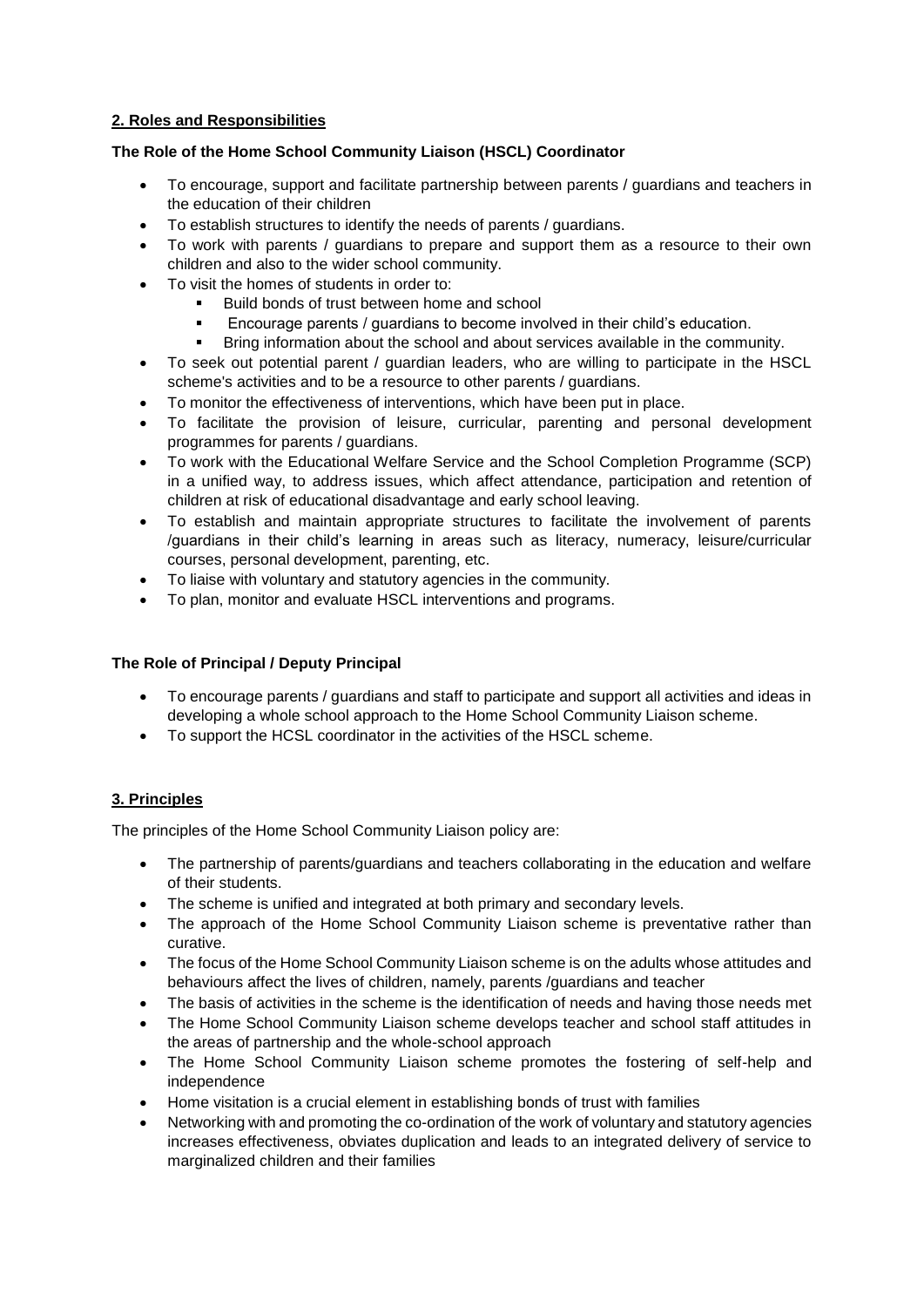## 2. Roles and Responsibilities

### The Role of the Home School Community Liaison (HSCL) Coordinator

- To encourage, support and facilitate partnership between parents / guardians and teachers in the education of their children
- To establish structures to identify the needs of parents / guardians.
- To work with parents / guardians to prepare and support them as a resource to their own children and also to the wider school community.
- To visit the homes of students in order to:
  - Build bonds of trust between home and school
  - Encourage parents / guardians to become involved in their child's education.
  - Bring information about the school and about services available in the community.
- To seek out potential parent / guardian leaders, who are willing to participate in the HSCL scheme's activities and to be a resource to other parents / guardians.
- To monitor the effectiveness of interventions, which have been put in place.
- To facilitate the provision of leisure, curricular, parenting and personal development programmes for parents / guardians.
- To work with the Educational Welfare Service and the School Completion Programme (SCP) in a unified way, to address issues, which affect attendance, participation and retention of children at risk of educational disadvantage and early school leaving.
- To establish and maintain appropriate structures to facilitate the involvement of parents /guardians in their child's learning in areas such as literacy, numeracy, leisure/curricular courses, personal development, parenting, etc.
- To liaise with voluntary and statutory agencies in the community.
- To plan, monitor and evaluate HSCL interventions and programs.

### The Role of Principal / Deputy Principal

- To encourage parents / guardians and staff to participate and support all activities and ideas in developing a whole school approach to the Home School Community Liaison scheme.
- To support the HCSL coordinator in the activities of the HSCL scheme.

## 3. Principles

The principles of the Home School Community Liaison policy are:

- The partnership of parents/guardians and teachers collaborating in the education and welfare of their students.
- The scheme is unified and integrated at both primary and secondary levels.
- The approach of the Home School Community Liaison scheme is preventative rather than curative.
- The focus of the Home School Community Liaison scheme is on the adults whose attitudes and behaviours affect the lives of children, namely, parents /guardians and teacher
- The basis of activities in the scheme is the identification of needs and having those needs met
- The Home School Community Liaison scheme develops teacher and school staff attitudes in the areas of partnership and the whole-school approach
- The Home School Community Liaison scheme promotes the fostering of self-help and independence
- Home visitation is a crucial element in establishing bonds of trust with families
- Networking with and promoting the co-ordination of the work of voluntary and statutory agencies increases effectiveness, obviates duplication and leads to an integrated delivery of service to marginalized children and their families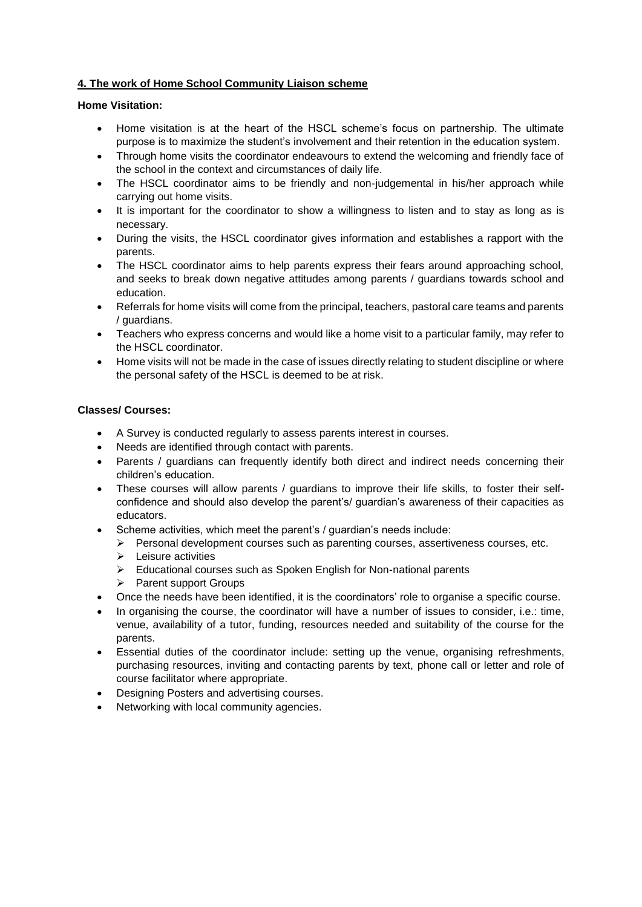## 4. The work of Home School Community Liaison scheme

**Home Visitation:**

- Home visitation is at the heart of the HSCL scheme's focus on partnership. The ultimate purpose is to maximize the student's involvement and their retention in the education system.
- Through home visits the coordinator endeavours to extend the welcoming and friendly face of the school in the context and circumstances of daily life.
- The HSCL coordinator aims to be friendly and non-judgemental in his/her approach while carrying out home visits.
- It is important for the coordinator to show a willingness to listen and to stay as long as is necessary.
- During the visits, the HSCL coordinator gives information and establishes a rapport with the parents.
- The HSCL coordinator aims to help parents express their fears around approaching school, and seeks to break down negative attitudes among parents / guardians towards school and education.
- Referrals for home visits will come from the principal, teachers, pastoral care teams and parents / guardians.
- Teachers who express concerns and would like a home visit to a particular family, may refer to the HSCL coordinator.
- Home visits will not be made in the case of issues directly relating to student discipline or where the personal safety of the HSCL is deemed to be at risk.

**Classes/ Courses:**

- A Survey is conducted regularly to assess parents interest in courses.
- Needs are identified through contact with parents.
- Parents / guardians can frequently identify both direct and indirect needs concerning their children's education.
- These courses will allow parents / guardians to improve their life skills, to foster their self-confidence and should also develop the parent's/ guardian's awareness of their capacities as educators.
- Scheme activities, which meet the parent's / guardian's needs include:
  - Personal development courses such as parenting courses, assertiveness courses, etc.
  - Leisure activities
  - Educational courses such as Spoken English for Non-national parents
  - Parent support Groups
- Once the needs have been identified, it is the coordinators' role to organise a specific course.
- In organising the course, the coordinator will have a number of issues to consider, i.e.: time, venue, availability of a tutor, funding, resources needed and suitability of the course for the parents.
- Essential duties of the coordinator include: setting up the venue, organising refreshments, purchasing resources, inviting and contacting parents by text, phone call or letter and role of course facilitator where appropriate.
- Designing Posters and advertising courses.
- Networking with local community agencies.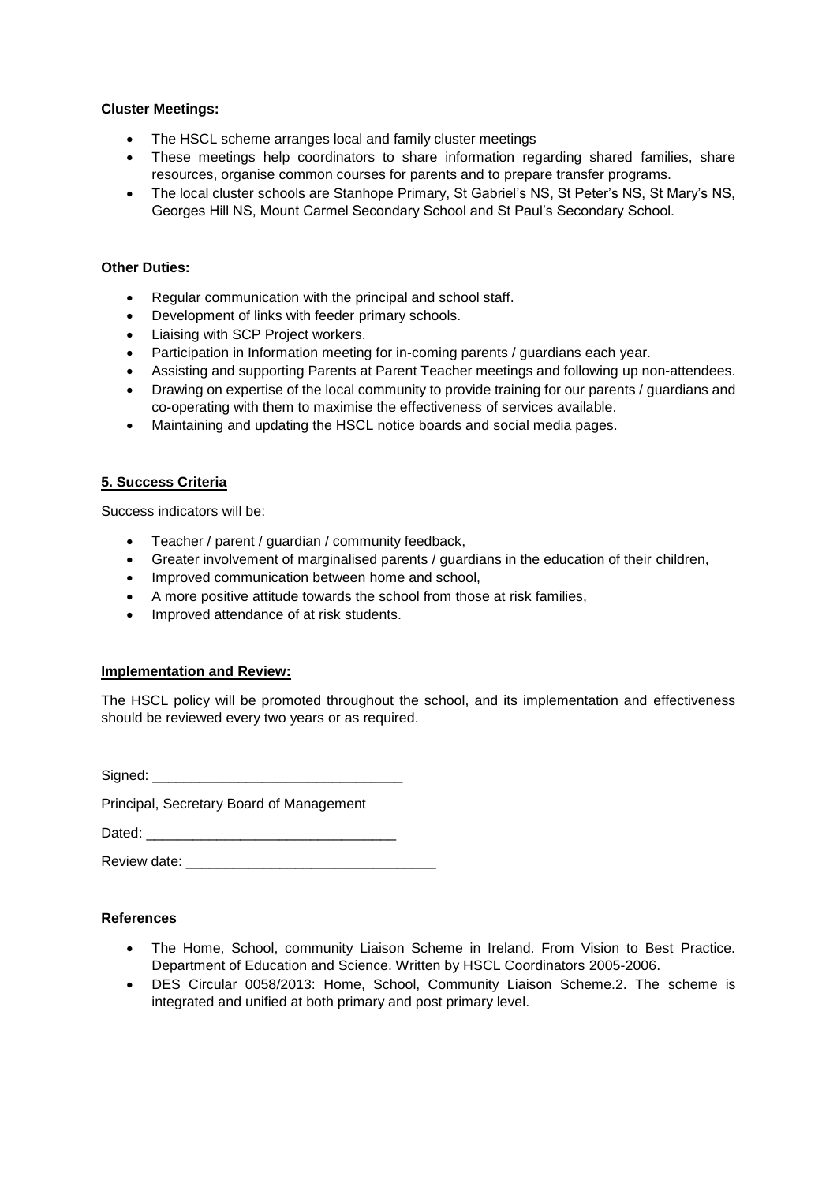**Cluster Meetings:**

- The HSCL scheme arranges local and family cluster meetings
- These meetings help coordinators to share information regarding shared families, share resources, organise common courses for parents and to prepare transfer programs.
- The local cluster schools are Stanhope Primary, St Gabriel's NS, St Peter's NS, St Mary's NS, Georges Hill NS, Mount Carmel Secondary School and St Paul's Secondary School.

**Other Duties:**

- Regular communication with the principal and school staff.
- Development of links with feeder primary schools.
- Liaising with SCP Project workers.
- Participation in Information meeting for in-coming parents / guardians each year.
- Assisting and supporting Parents at Parent Teacher meetings and following up non-attendees.
- Drawing on expertise of the local community to provide training for our parents / guardians and co-operating with them to maximise the effectiveness of services available.
- Maintaining and updating the HSCL notice boards and social media pages.

## 5. Success Criteria

Success indicators will be:

- Teacher / parent / guardian / community feedback,
- Greater involvement of marginalised parents / guardians in the education of their children,
- Improved communication between home and school,
- A more positive attitude towards the school from those at risk families,
- Improved attendance of at risk students.

**Implementation and Review:**

The HSCL policy will be promoted throughout the school, and its implementation and effectiveness should be reviewed every two years or as required.

Signed: ________________________________

Principal, Secretary Board of Management

Dated: ________________________________

Review date: ________________________________

**References**

- The Home, School, community Liaison Scheme in Ireland. From Vision to Best Practice. Department of Education and Science. Written by HSCL Coordinators 2005-2006.
- DES Circular 0058/2013: Home, School, Community Liaison Scheme.2. The scheme is integrated and unified at both primary and post primary level.